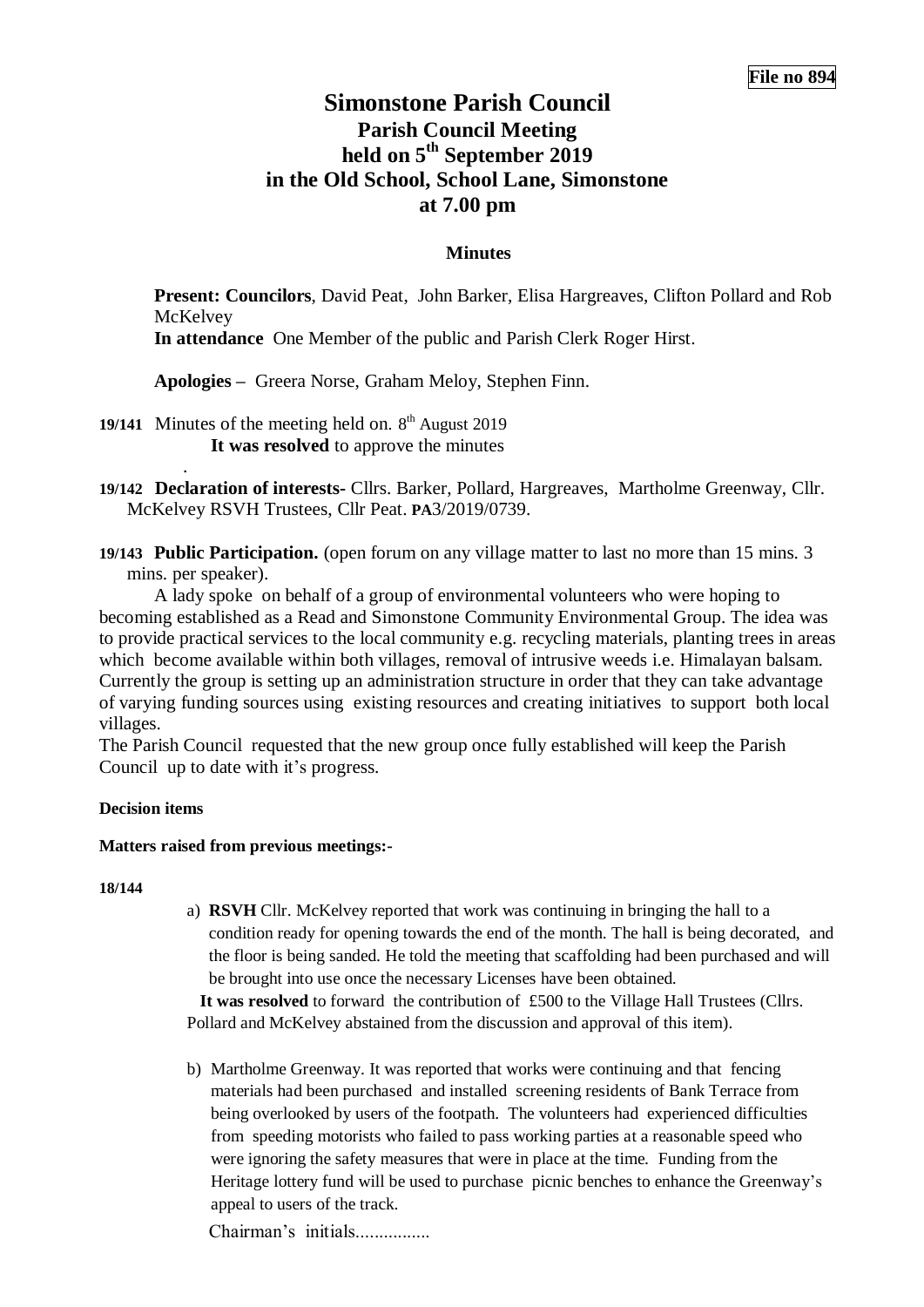**File no 894**

# Simonstone Parish Council
## Parish Council Meeting held on 5th September 2019 in the Old School, School Lane, Simonstone at 7.00 pm

### Minutes

**Present: Councilors**, David Peat, John Barker, Elisa Hargreaves, Clifton Pollard and Rob McKelvey
**In attendance** One Member of the public and Parish Clerk Roger Hirst.

**Apologies –** Greera Norse, Graham Meloy, Stephen Finn.

**19/141** Minutes of the meeting held on. 8th August 2019
**It was resolved** to approve the minutes

.

**19/142** **Declaration of interests-** Cllrs. Barker, Pollard, Hargreaves, Martholme Greenway, Cllr. McKelvey RSVH Trustees, Cllr Peat. **PA**3/2019/0739.

**19/143** **Public Participation.** (open forum on any village matter to last no more than 15 mins. 3 mins. per speaker).

A lady spoke on behalf of a group of environmental volunteers who were hoping to becoming established as a Read and Simonstone Community Environmental Group. The idea was to provide practical services to the local community e.g. recycling materials, planting trees in areas which become available within both villages, removal of intrusive weeds i.e. Himalayan balsam. Currently the group is setting up an administration structure in order that they can take advantage of varying funding sources using existing resources and creating initiatives to support both local villages.

The Parish Council requested that the new group once fully established will keep the Parish Council up to date with it's progress.

**Decision items**

**Matters raised from previous meetings:-**

**18/144**

a) **RSVH** Cllr. McKelvey reported that work was continuing in bringing the hall to a condition ready for opening towards the end of the month. The hall is being decorated, and the floor is being sanded. He told the meeting that scaffolding had been purchased and will be brought into use once the necessary Licenses have been obtained.

**It was resolved** to forward the contribution of £500 to the Village Hall Trustees (Cllrs. Pollard and McKelvey abstained from the discussion and approval of this item).

b) Martholme Greenway. It was reported that works were continuing and that fencing materials had been purchased and installed screening residents of Bank Terrace from being overlooked by users of the footpath. The volunteers had experienced difficulties from speeding motorists who failed to pass working parties at a reasonable speed who were ignoring the safety measures that were in place at the time. Funding from the Heritage lottery fund will be used to purchase picnic benches to enhance the Greenway's appeal to users of the track.

Chairman's initials................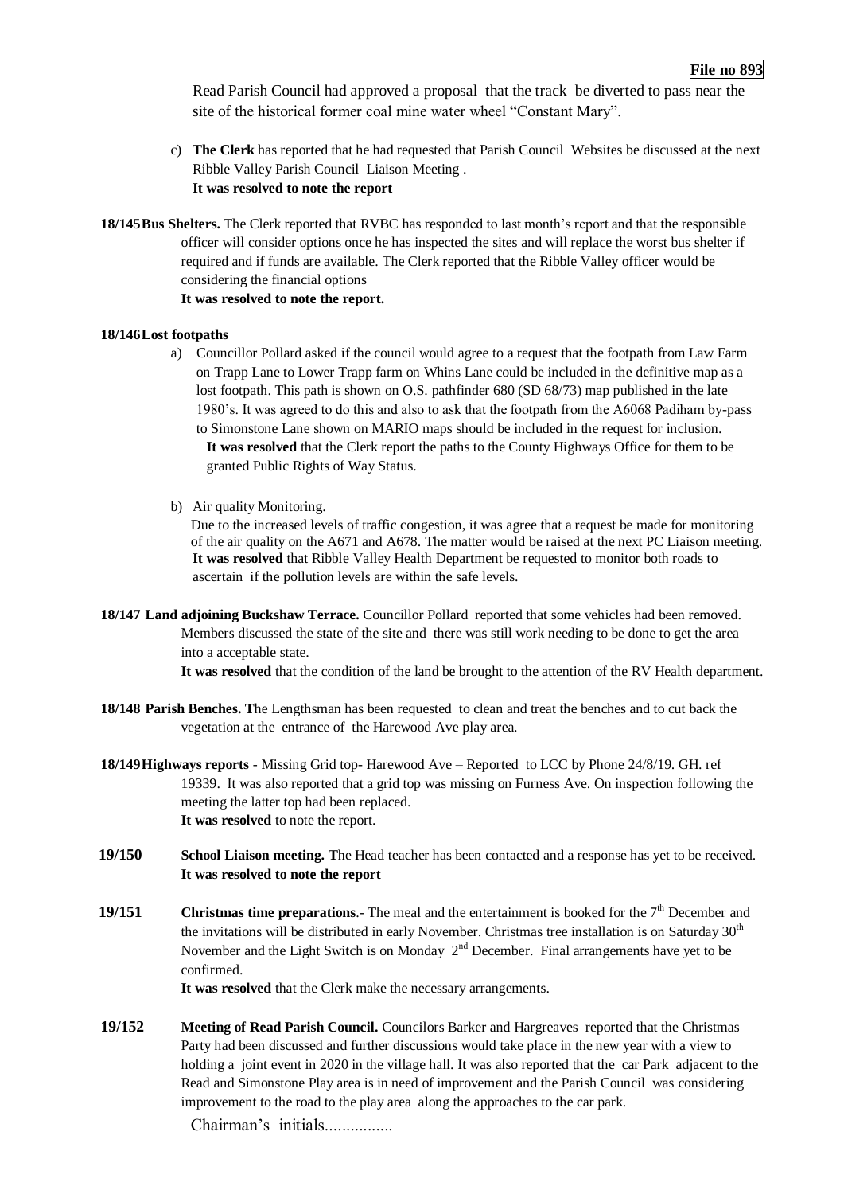Read Parish Council had approved a proposal that the track be diverted to pass near the site of the historical former coal mine water wheel "Constant Mary".

c) **The Clerk** has reported that he had requested that Parish Council Websites be discussed at the next Ribble Valley Parish Council Liaison Meeting .
**It was resolved to note the report**

**18/145 Bus Shelters.** The Clerk reported that RVBC has responded to last month's report and that the responsible officer will consider options once he has inspected the sites and will replace the worst bus shelter if required and if funds are available. The Clerk reported that the Ribble Valley officer would be considering the financial options
**It was resolved to note the report.**

**18/146 Lost footpaths**

a) Councillor Pollard asked if the council would agree to a request that the footpath from Law Farm on Trapp Lane to Lower Trapp farm on Whins Lane could be included in the definitive map as a lost footpath. This path is shown on O.S. pathfinder 680 (SD 68/73) map published in the late 1980's. It was agreed to do this and also to ask that the footpath from the A6068 Padiham by-pass to Simonstone Lane shown on MARIO maps should be included in the request for inclusion.
**It was resolved** that the Clerk report the paths to the County Highways Office for them to be granted Public Rights of Way Status.

b) Air quality Monitoring.
Due to the increased levels of traffic congestion, it was agree that a request be made for monitoring of the air quality on the A671 and A678. The matter would be raised at the next PC Liaison meeting.
**It was resolved** that Ribble Valley Health Department be requested to monitor both roads to ascertain if the pollution levels are within the safe levels.

**18/147 Land adjoining Buckshaw Terrace.** Councillor Pollard reported that some vehicles had been removed. Members discussed the state of the site and there was still work needing to be done to get the area into a acceptable state.
**It was resolved** that the condition of the land be brought to the attention of the RV Health department.

**18/148 Parish Benches. T**he Lengthsman has been requested to clean and treat the benches and to cut back the vegetation at the entrance of the Harewood Ave play area.

**18/149 Highways reports** - Missing Grid top- Harewood Ave – Reported to LCC by Phone 24/8/19. GH. ref 19339. It was also reported that a grid top was missing on Furness Ave. On inspection following the meeting the latter top had been replaced.
**It was resolved** to note the report.

**19/150** **School Liaison meeting. T**he Head teacher has been contacted and a response has yet to be received.
**It was resolved to note the report**

**19/151** **Christmas time preparations**.- The meal and the entertainment is booked for the 7th December and the invitations will be distributed in early November. Christmas tree installation is on Saturday 30th November and the Light Switch is on Monday 2nd December. Final arrangements have yet to be confirmed.
**It was resolved** that the Clerk make the necessary arrangements.

**19/152** **Meeting of Read Parish Council.** Councilors Barker and Hargreaves reported that the Christmas Party had been discussed and further discussions would take place in the new year with a view to holding a joint event in 2020 in the village hall. It was also reported that the car Park adjacent to the Read and Simonstone Play area is in need of improvement and the Parish Council was considering improvement to the road to the play area along the approaches to the car park.

Chairman's initials................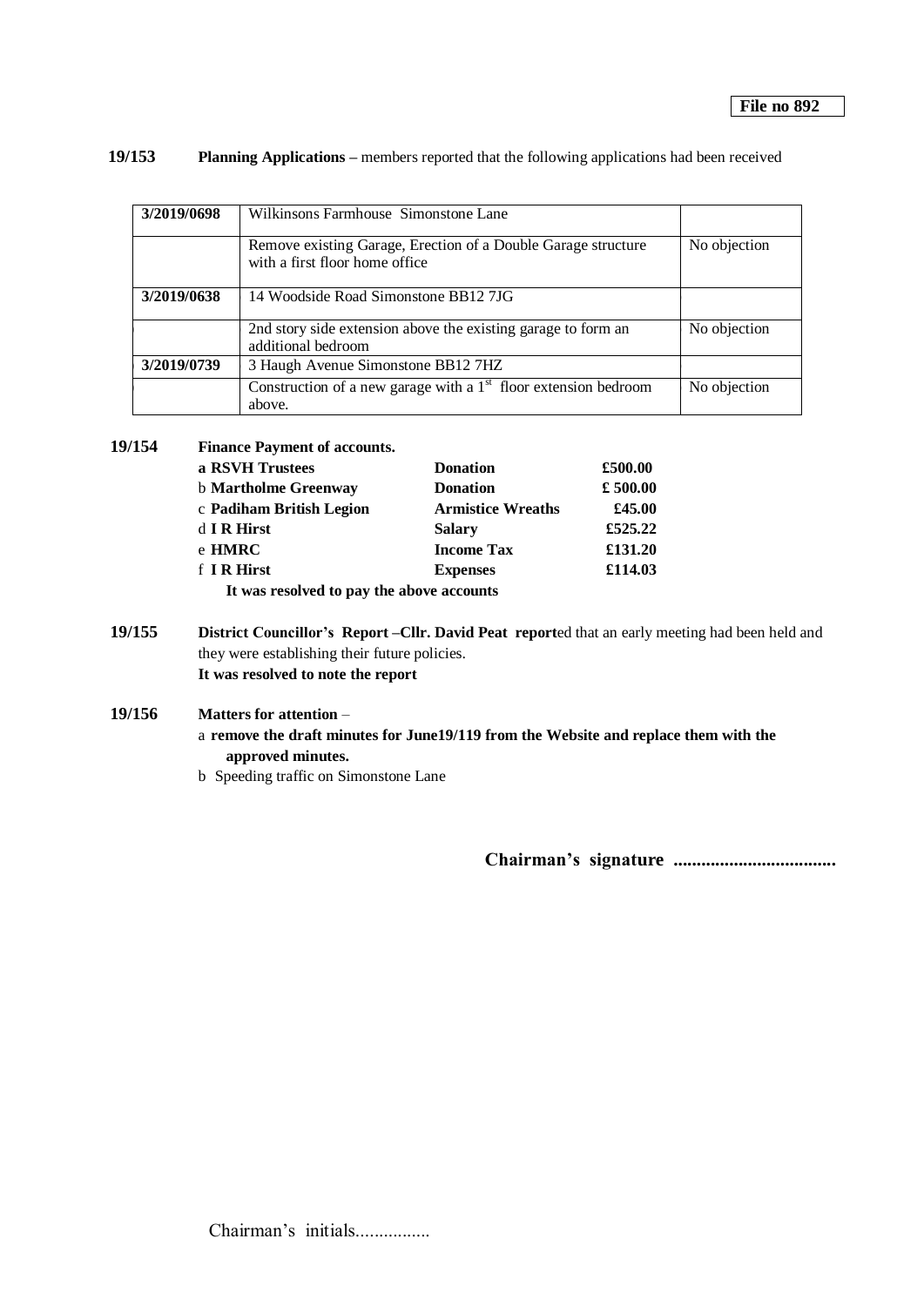**File no 892**

**19/153** **Planning Applications –** members reported that the following applications had been received

| | | |
|---|---|---|
| **3/2019/0698** | Wilkinsons Farmhouse Simonstone Lane | |
| | Remove existing Garage, Erection of a Double Garage structure with a first floor home office | No objection |
| **3/2019/0638** | 14 Woodside Road Simonstone BB12 7JG | |
| | 2nd story side extension above the existing garage to form an additional bedroom | No objection |
| **3/2019/0739** | 3 Haugh Avenue Simonstone BB12 7HZ | |
| | Construction of a new garage with a 1st floor extension bedroom above. | No objection |

**19/154** **Finance Payment of accounts.**

| | | |
|---|---|---|
| a **RSVH Trustees** | **Donation** | **£500.00** |
| b **Martholme Greenway** | **Donation** | **£ 500.00** |
| c **Padiham British Legion** | **Armistice Wreaths** | **£45.00** |
| d **I R Hirst** | **Salary** | **£525.22** |
| e **HMRC** | **Income Tax** | **£131.20** |
| f **I R Hirst** | **Expenses** | **£114.03** |

**It was resolved to pay the above accounts**

**19/155** **District Councillor's Report –Cllr. David Peat report**ed that an early meeting had been held and they were establishing their future policies.
**It was resolved to note the report**

**19/156** **Matters for attention** –

a **remove the draft minutes for June19/119 from the Website and replace them with the approved minutes.**

b Speeding traffic on Simonstone Lane

**Chairman's signature ..................................**

Chairman's initials................